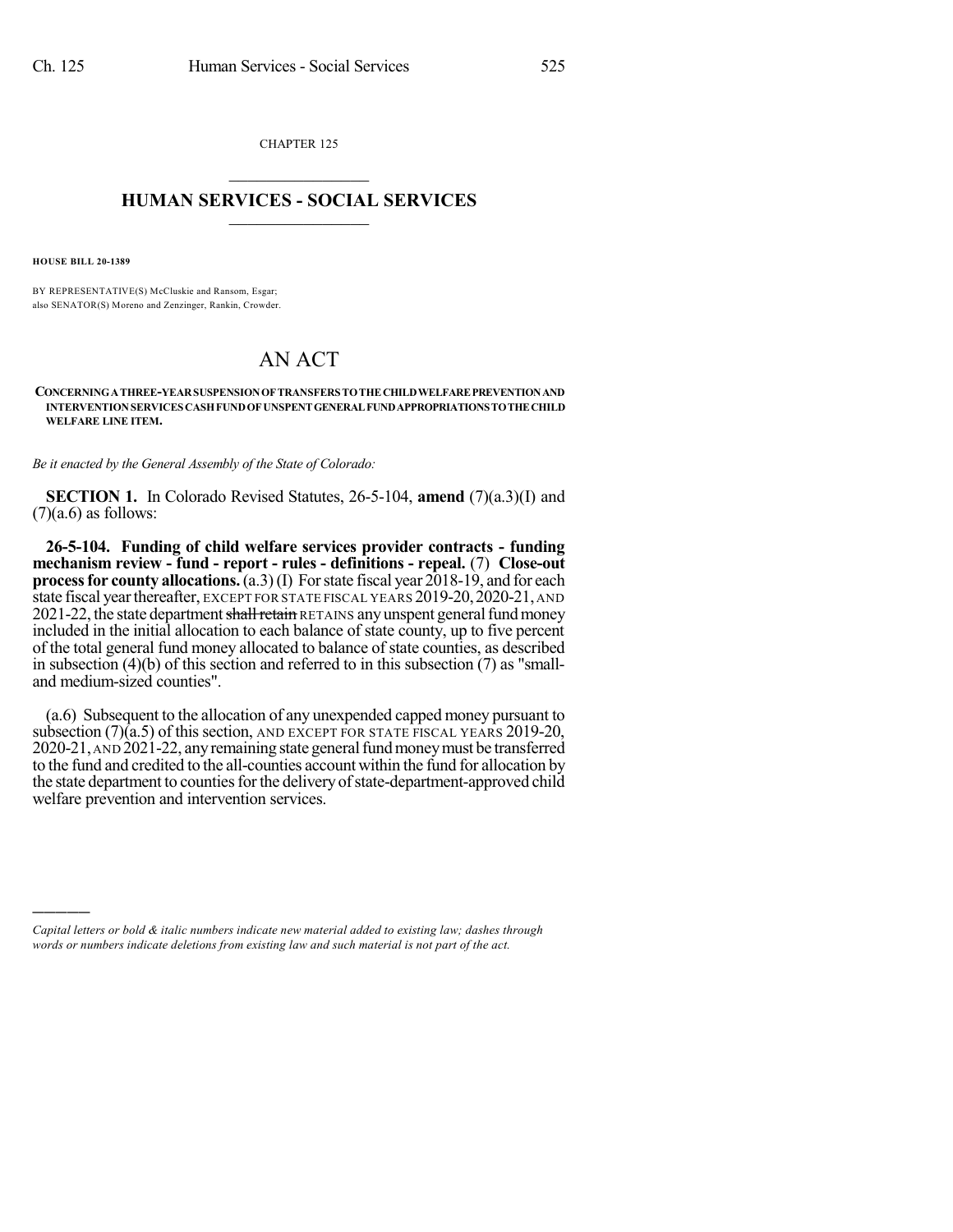CHAPTER 125

## HUMAN SERVICES - SOCIAL SERVICES

**HOUSE BILL 20-1389**

BY REPRESENTATIVE(S) McCluskie and Ransom, Esgar;
also SENATOR(S) Moreno and Zenzinger, Rankin, Crowder.

# AN ACT

**CONCERNING A THREE-YEAR SUSPENSION OF TRANSFERS TO THE CHILD WELFARE PREVENTION AND INTERVENTION SERVICES CASH FUND OF UNSPENT GENERAL FUND APPROPRIATIONS TO THE CHILD WELFARE LINE ITEM.**

*Be it enacted by the General Assembly of the State of Colorado:*

**SECTION 1.** In Colorado Revised Statutes, 26-5-104, **amend** (7)(a.3)(I) and (7)(a.6) as follows:

**26-5-104. Funding of child welfare services provider contracts - funding mechanism review - fund - report - rules - definitions - repeal.** (7) **Close-out process for county allocations.** (a.3) (I) For state fiscal year 2018-19, and for each state fiscal year thereafter, EXCEPT FOR STATE FISCAL YEARS 2019-20, 2020-21, AND 2021-22, the state department ~~shall retain~~ RETAINS any unspent general fund money included in the initial allocation to each balance of state county, up to five percent of the total general fund money allocated to balance of state counties, as described in subsection (4)(b) of this section and referred to in this subsection (7) as "small- and medium-sized counties".

(a.6) Subsequent to the allocation of any unexpended capped money pursuant to subsection (7)(a.5) of this section, AND EXCEPT FOR STATE FISCAL YEARS 2019-20, 2020-21, AND 2021-22, any remaining state general fund money must be transferred to the fund and credited to the all-counties account within the fund for allocation by the state department to counties for the delivery of state-department-approved child welfare prevention and intervention services.

---

*Capital letters or bold & italic numbers indicate new material added to existing law; dashes through words or numbers indicate deletions from existing law and such material is not part of the act.*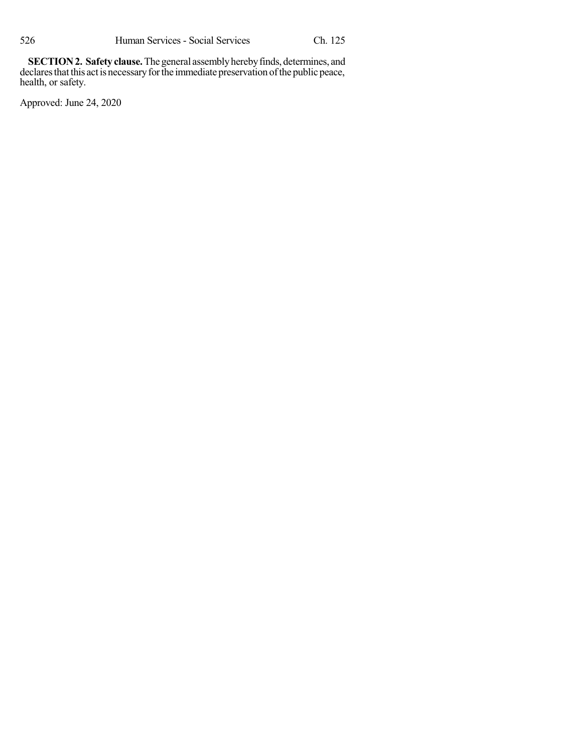**SECTION 2. Safety clause.** The general assembly hereby finds, determines, and declares that this act is necessary for the immediate preservation of the public peace, health, or safety.

Approved: June 24, 2020